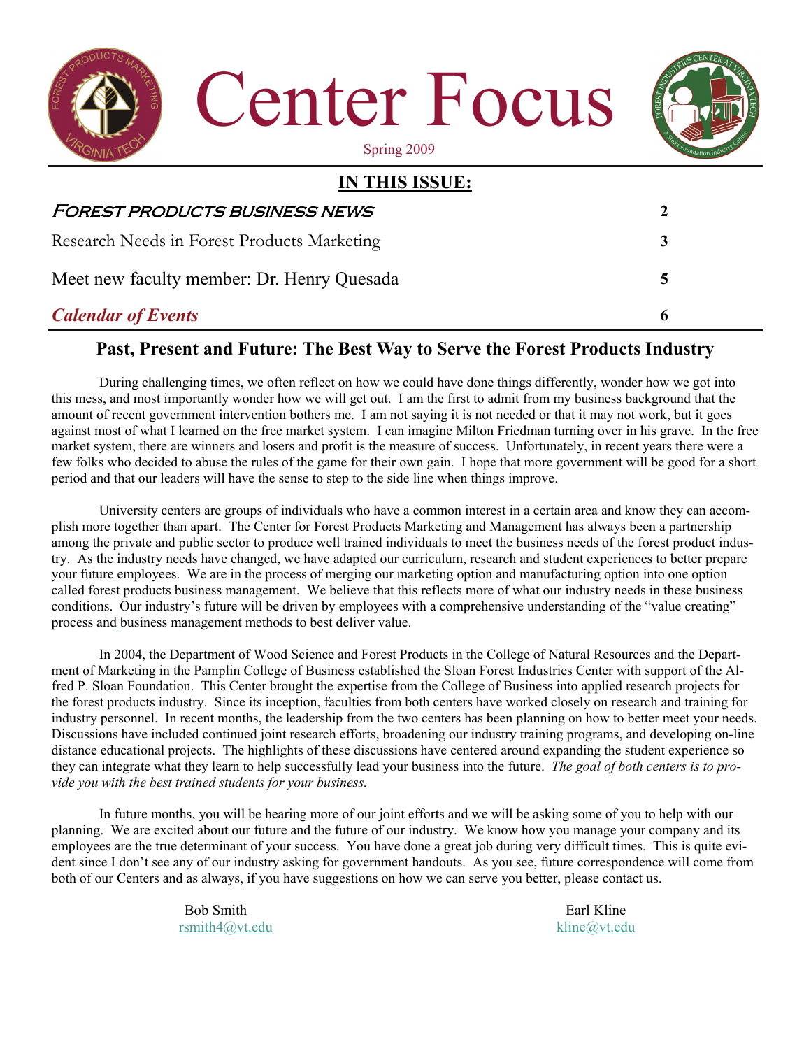# Center Focus

Spring 2009

## IN THIS ISSUE:

| | |
|---|---|
| FOREST PRODUCTS BUSINESS NEWS | 2 |
| Research Needs in Forest Products Marketing | 3 |
| Meet new faculty member: Dr. Henry Quesada | 5 |
| *Calendar of Events* | 6 |

## Past, Present and Future: The Best Way to Serve the Forest Products Industry

During challenging times, we often reflect on how we could have done things differently, wonder how we got into this mess, and most importantly wonder how we will get out. I am the first to admit from my business background that the amount of recent government intervention bothers me. I am not saying it is not needed or that it may not work, but it goes against most of what I learned on the free market system. I can imagine Milton Friedman turning over in his grave. In the free market system, there are winners and losers and profit is the measure of success. Unfortunately, in recent years there were a few folks who decided to abuse the rules of the game for their own gain. I hope that more government will be good for a short period and that our leaders will have the sense to step to the side line when things improve.

University centers are groups of individuals who have a common interest in a certain area and know they can accomplish more together than apart. The Center for Forest Products Marketing and Management has always been a partnership among the private and public sector to produce well trained individuals to meet the business needs of the forest product industry. As the industry needs have changed, we have adapted our curriculum, research and student experiences to better prepare your future employees. We are in the process of merging our marketing option and manufacturing option into one option called forest products business management. We believe that this reflects more of what our industry needs in these business conditions. Our industry's future will be driven by employees with a comprehensive understanding of the "value creating" process and business management methods to best deliver value.

In 2004, the Department of Wood Science and Forest Products in the College of Natural Resources and the Department of Marketing in the Pamplin College of Business established the Sloan Forest Industries Center with support of the Alfred P. Sloan Foundation. This Center brought the expertise from the College of Business into applied research projects for the forest products industry. Since its inception, faculties from both centers have worked closely on research and training for industry personnel. In recent months, the leadership from the two centers has been planning on how to better meet your needs. Discussions have included continued joint research efforts, broadening our industry training programs, and developing on-line distance educational projects. The highlights of these discussions have centered around expanding the student experience so they can integrate what they learn to help successfully lead your business into the future. *The goal of both centers is to provide you with the best trained students for your business.*

In future months, you will be hearing more of our joint efforts and we will be asking some of you to help with our planning. We are excited about our future and the future of our industry. We know how you manage your company and its employees are the true determinant of your success. You have done a great job during very difficult times. This is quite evident since I don't see any of our industry asking for government handouts. As you see, future correspondence will come from both of our Centers and as always, if you have suggestions on how we can serve you better, please contact us.

Bob Smith
rsmith4@vt.edu

Earl Kline
kline@vt.edu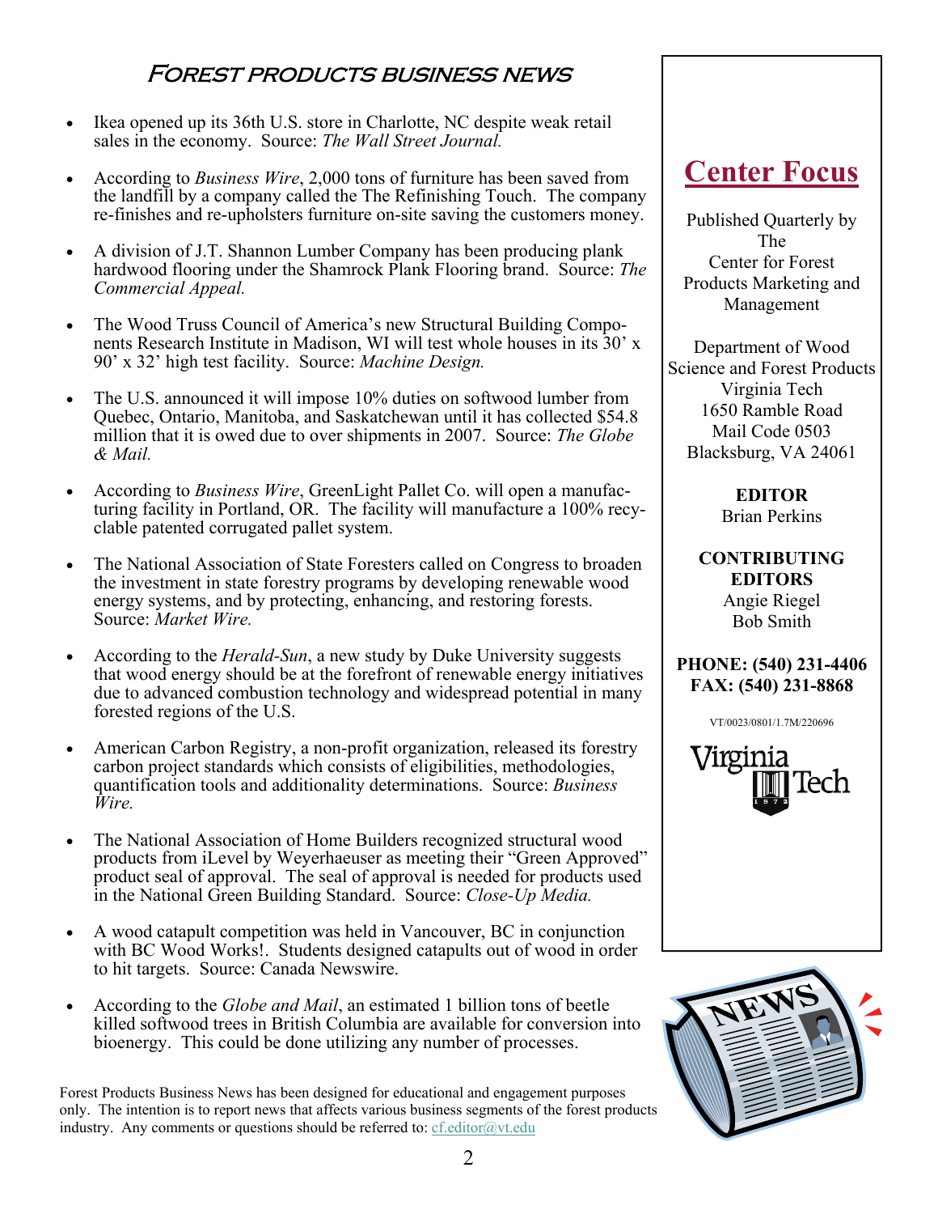## Forest Products Business News

- Ikea opened up its 36th U.S. store in Charlotte, NC despite weak retail sales in the economy. Source: *The Wall Street Journal.*

- According to *Business Wire*, 2,000 tons of furniture has been saved from the landfill by a company called the The Refinishing Touch. The company re-finishes and re-upholsters furniture on-site saving the customers money.

- A division of J.T. Shannon Lumber Company has been producing plank hardwood flooring under the Shamrock Plank Flooring brand. Source: *The Commercial Appeal.*

- The Wood Truss Council of America's new Structural Building Components Research Institute in Madison, WI will test whole houses in its 30' x 90' x 32' high test facility. Source: *Machine Design.*

- The U.S. announced it will impose 10% duties on softwood lumber from Quebec, Ontario, Manitoba, and Saskatchewan until it has collected $54.8 million that it is owed due to over shipments in 2007. Source: *The Globe & Mail.*

- According to *Business Wire*, GreenLight Pallet Co. will open a manufacturing facility in Portland, OR. The facility will manufacture a 100% recyclable patented corrugated pallet system.

- The National Association of State Foresters called on Congress to broaden the investment in state forestry programs by developing renewable wood energy systems, and by protecting, enhancing, and restoring forests. Source: *Market Wire.*

- According to the *Herald-Sun*, a new study by Duke University suggests that wood energy should be at the forefront of renewable energy initiatives due to advanced combustion technology and widespread potential in many forested regions of the U.S.

- American Carbon Registry, a non-profit organization, released its forestry carbon project standards which consists of eligibilities, methodologies, quantification tools and additionality determinations. Source: *Business Wire.*

- The National Association of Home Builders recognized structural wood products from iLevel by Weyerhaeuser as meeting their "Green Approved" product seal of approval. The seal of approval is needed for products used in the National Green Building Standard. Source: *Close-Up Media.*

- A wood catapult competition was held in Vancouver, BC in conjunction with BC Wood Works!. Students designed catapults out of wood in order to hit targets. Source: Canada Newswire.

- According to the *Globe and Mail*, an estimated 1 billion tons of beetle killed softwood trees in British Columbia are available for conversion into bioenergy. This could be done utilizing any number of processes.

Forest Products Business News has been designed for educational and engagement purposes only. The intention is to report news that affects various business segments of the forest products industry. Any comments or questions should be referred to: cf.editor@vt.edu

## Center Focus

Published Quarterly by The Center for Forest Products Marketing and Management

Department of Wood Science and Forest Products
Virginia Tech
1650 Ramble Road
Mail Code 0503
Blacksburg, VA 24061

**EDITOR**
Brian Perkins

**CONTRIBUTING EDITORS**
Angie Riegel
Bob Smith

**PHONE: (540) 231-4406**
**FAX: (540) 231-8868**

VT/0023/0801/1.7M/220696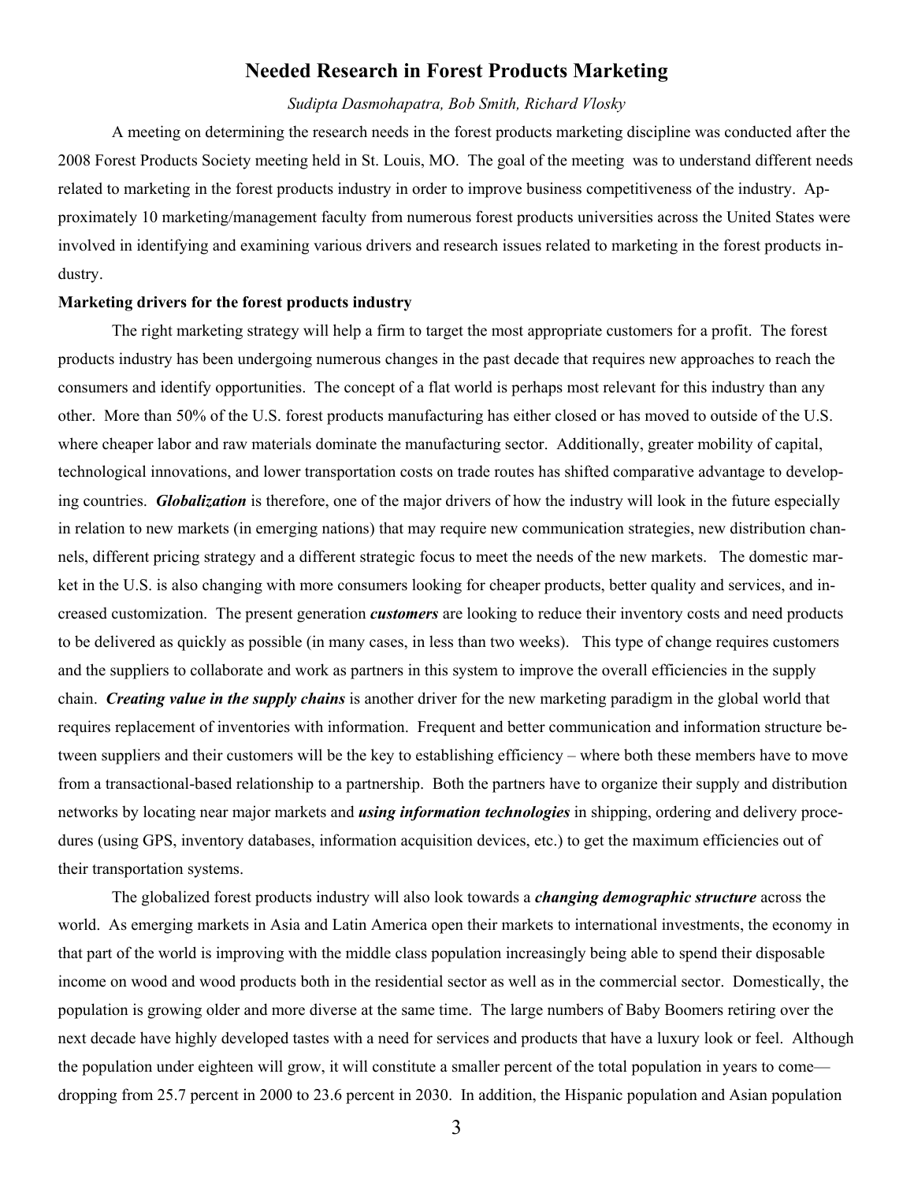# Needed Research in Forest Products Marketing

*Sudipta Dasmohapatra, Bob Smith, Richard Vlosky*

A meeting on determining the research needs in the forest products marketing discipline was conducted after the 2008 Forest Products Society meeting held in St. Louis, MO. The goal of the meeting was to understand different needs related to marketing in the forest products industry in order to improve business competitiveness of the industry. Approximately 10 marketing/management faculty from numerous forest products universities across the United States were involved in identifying and examining various drivers and research issues related to marketing in the forest products industry.

**Marketing drivers for the forest products industry**

The right marketing strategy will help a firm to target the most appropriate customers for a profit. The forest products industry has been undergoing numerous changes in the past decade that requires new approaches to reach the consumers and identify opportunities. The concept of a flat world is perhaps most relevant for this industry than any other. More than 50% of the U.S. forest products manufacturing has either closed or has moved to outside of the U.S. where cheaper labor and raw materials dominate the manufacturing sector. Additionally, greater mobility of capital, technological innovations, and lower transportation costs on trade routes has shifted comparative advantage to developing countries. ***Globalization*** is therefore, one of the major drivers of how the industry will look in the future especially in relation to new markets (in emerging nations) that may require new communication strategies, new distribution channels, different pricing strategy and a different strategic focus to meet the needs of the new markets. The domestic market in the U.S. is also changing with more consumers looking for cheaper products, better quality and services, and increased customization. The present generation ***customers*** are looking to reduce their inventory costs and need products to be delivered as quickly as possible (in many cases, in less than two weeks). This type of change requires customers and the suppliers to collaborate and work as partners in this system to improve the overall efficiencies in the supply chain. ***Creating value in the supply chains*** is another driver for the new marketing paradigm in the global world that requires replacement of inventories with information. Frequent and better communication and information structure between suppliers and their customers will be the key to establishing efficiency – where both these members have to move from a transactional-based relationship to a partnership. Both the partners have to organize their supply and distribution networks by locating near major markets and ***using information technologies*** in shipping, ordering and delivery procedures (using GPS, inventory databases, information acquisition devices, etc.) to get the maximum efficiencies out of their transportation systems.

The globalized forest products industry will also look towards a ***changing demographic structure*** across the world. As emerging markets in Asia and Latin America open their markets to international investments, the economy in that part of the world is improving with the middle class population increasingly being able to spend their disposable income on wood and wood products both in the residential sector as well as in the commercial sector. Domestically, the population is growing older and more diverse at the same time. The large numbers of Baby Boomers retiring over the next decade have highly developed tastes with a need for services and products that have a luxury look or feel. Although the population under eighteen will grow, it will constitute a smaller percent of the total population in years to come—dropping from 25.7 percent in 2000 to 23.6 percent in 2030. In addition, the Hispanic population and Asian population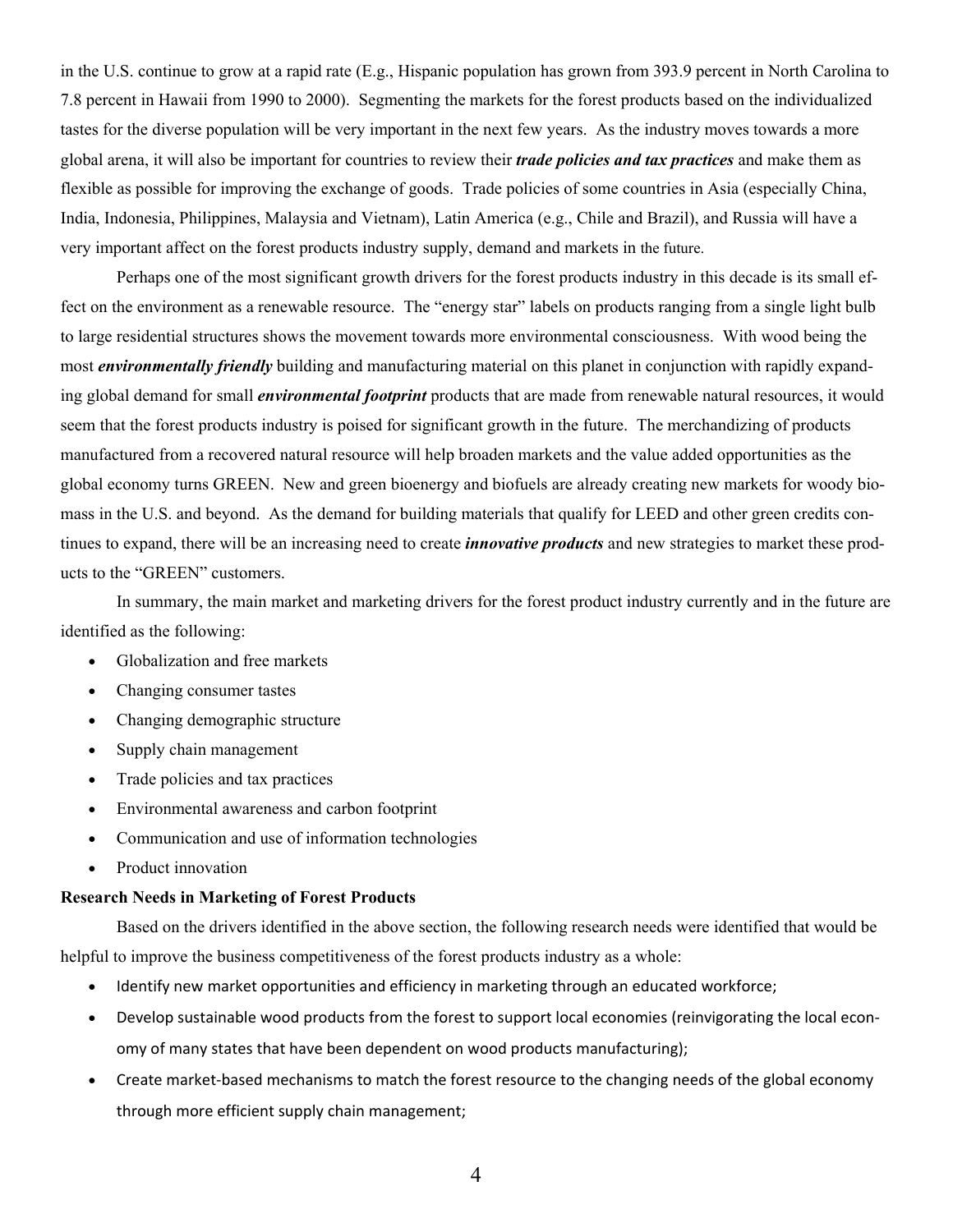in the U.S. continue to grow at a rapid rate (E.g., Hispanic population has grown from 393.9 percent in North Carolina to 7.8 percent in Hawaii from 1990 to 2000). Segmenting the markets for the forest products based on the individualized tastes for the diverse population will be very important in the next few years. As the industry moves towards a more global arena, it will also be important for countries to review their ***trade policies and tax practices*** and make them as flexible as possible for improving the exchange of goods. Trade policies of some countries in Asia (especially China, India, Indonesia, Philippines, Malaysia and Vietnam), Latin America (e.g., Chile and Brazil), and Russia will have a very important affect on the forest products industry supply, demand and markets in the future.

Perhaps one of the most significant growth drivers for the forest products industry in this decade is its small effect on the environment as a renewable resource. The "energy star" labels on products ranging from a single light bulb to large residential structures shows the movement towards more environmental consciousness. With wood being the most ***environmentally friendly*** building and manufacturing material on this planet in conjunction with rapidly expanding global demand for small ***environmental footprint*** products that are made from renewable natural resources, it would seem that the forest products industry is poised for significant growth in the future. The merchandizing of products manufactured from a recovered natural resource will help broaden markets and the value added opportunities as the global economy turns GREEN. New and green bioenergy and biofuels are already creating new markets for woody biomass in the U.S. and beyond. As the demand for building materials that qualify for LEED and other green credits continues to expand, there will be an increasing need to create ***innovative products*** and new strategies to market these products to the "GREEN" customers.

In summary, the main market and marketing drivers for the forest product industry currently and in the future are identified as the following:

- Globalization and free markets
- Changing consumer tastes
- Changing demographic structure
- Supply chain management
- Trade policies and tax practices
- Environmental awareness and carbon footprint
- Communication and use of information technologies
- Product innovation

**Research Needs in Marketing of Forest Products**

Based on the drivers identified in the above section, the following research needs were identified that would be helpful to improve the business competitiveness of the forest products industry as a whole:

- Identify new market opportunities and efficiency in marketing through an educated workforce;
- Develop sustainable wood products from the forest to support local economies (reinvigorating the local economy of many states that have been dependent on wood products manufacturing);
- Create market-based mechanisms to match the forest resource to the changing needs of the global economy through more efficient supply chain management;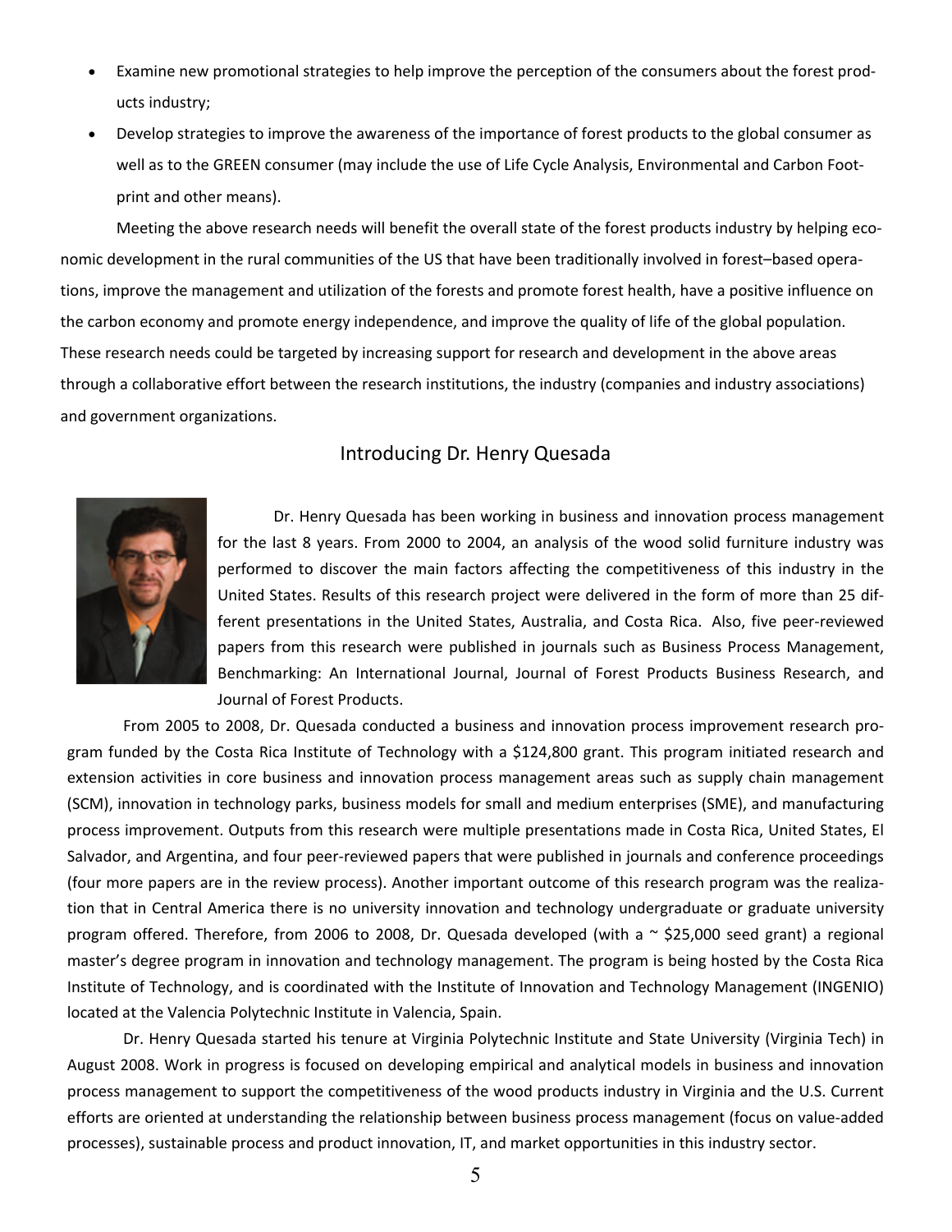- Examine new promotional strategies to help improve the perception of the consumers about the forest products industry;
- Develop strategies to improve the awareness of the importance of forest products to the global consumer as well as to the GREEN consumer (may include the use of Life Cycle Analysis, Environmental and Carbon Footprint and other means).

Meeting the above research needs will benefit the overall state of the forest products industry by helping economic development in the rural communities of the US that have been traditionally involved in forest–based operations, improve the management and utilization of the forests and promote forest health, have a positive influence on the carbon economy and promote energy independence, and improve the quality of life of the global population. These research needs could be targeted by increasing support for research and development in the above areas through a collaborative effort between the research institutions, the industry (companies and industry associations) and government organizations.

## Introducing Dr. Henry Quesada

Dr. Henry Quesada has been working in business and innovation process management for the last 8 years. From 2000 to 2004, an analysis of the wood solid furniture industry was performed to discover the main factors affecting the competitiveness of this industry in the United States. Results of this research project were delivered in the form of more than 25 different presentations in the United States, Australia, and Costa Rica. Also, five peer-reviewed papers from this research were published in journals such as Business Process Management, Benchmarking: An International Journal, Journal of Forest Products Business Research, and Journal of Forest Products.

From 2005 to 2008, Dr. Quesada conducted a business and innovation process improvement research program funded by the Costa Rica Institute of Technology with a $124,800 grant. This program initiated research and extension activities in core business and innovation process management areas such as supply chain management (SCM), innovation in technology parks, business models for small and medium enterprises (SME), and manufacturing process improvement. Outputs from this research were multiple presentations made in Costa Rica, United States, El Salvador, and Argentina, and four peer-reviewed papers that were published in journals and conference proceedings (four more papers are in the review process). Another important outcome of this research program was the realization that in Central America there is no university innovation and technology undergraduate or graduate university program offered. Therefore, from 2006 to 2008, Dr. Quesada developed (with a ~ $25,000 seed grant) a regional master's degree program in innovation and technology management. The program is being hosted by the Costa Rica Institute of Technology, and is coordinated with the Institute of Innovation and Technology Management (INGENIO) located at the Valencia Polytechnic Institute in Valencia, Spain.

Dr. Henry Quesada started his tenure at Virginia Polytechnic Institute and State University (Virginia Tech) in August 2008. Work in progress is focused on developing empirical and analytical models in business and innovation process management to support the competitiveness of the wood products industry in Virginia and the U.S. Current efforts are oriented at understanding the relationship between business process management (focus on value-added processes), sustainable process and product innovation, IT, and market opportunities in this industry sector.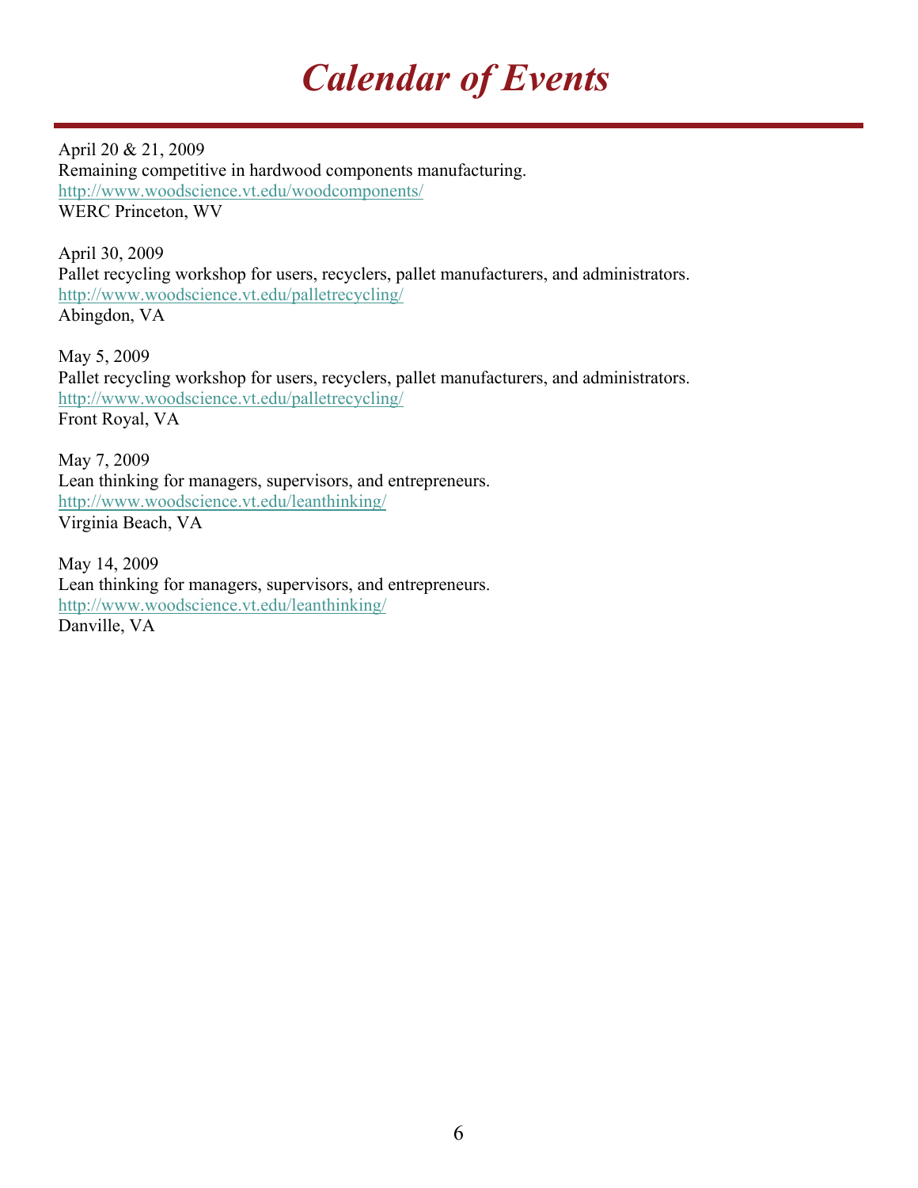# *Calendar of Events*

April 20 & 21, 2009
Remaining competitive in hardwood components manufacturing.
http://www.woodscience.vt.edu/woodcomponents/
WERC Princeton, WV

April 30, 2009
Pallet recycling workshop for users, recyclers, pallet manufacturers, and administrators.
http://www.woodscience.vt.edu/palletrecycling/
Abingdon, VA

May 5, 2009
Pallet recycling workshop for users, recyclers, pallet manufacturers, and administrators.
http://www.woodscience.vt.edu/palletrecycling/
Front Royal, VA

May 7, 2009
Lean thinking for managers, supervisors, and entrepreneurs.
http://www.woodscience.vt.edu/leanthinking/
Virginia Beach, VA

May 14, 2009
Lean thinking for managers, supervisors, and entrepreneurs.
http://www.woodscience.vt.edu/leanthinking/
Danville, VA